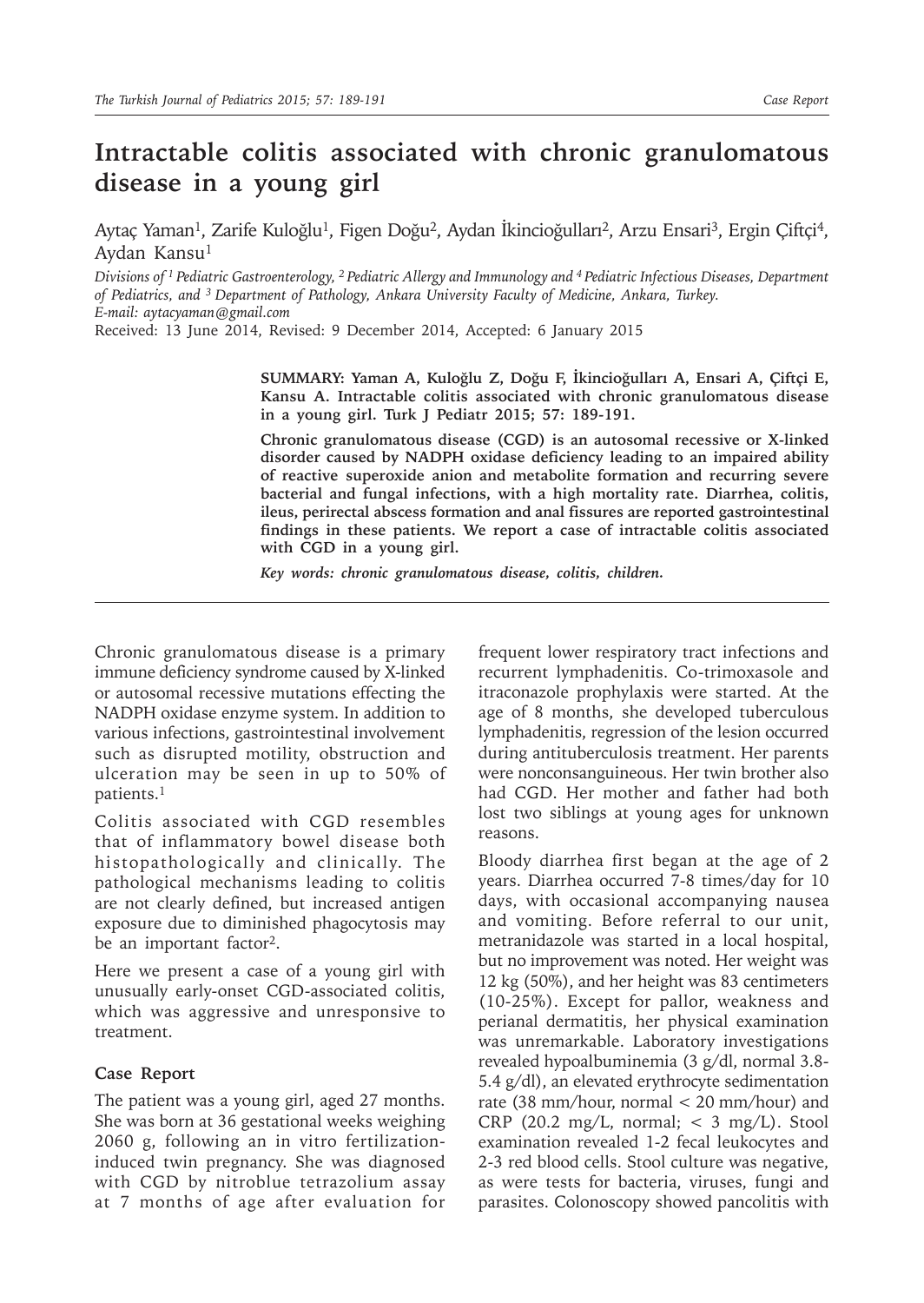# Intractable colitis associated with chronic granulomatous disease in a young girl

Aytaç Yaman[1], Zarife Kuloğlu[1], Figen Doğu[2], Aydan İkincioğulları[2], Arzu Ensari[3], Ergin Çiftçi[4], Aydan Kansu[1]

*Divisions of [1] Pediatric Gastroenterology, [2] Pediatric Allergy and Immunology and [4] Pediatric Infectious Diseases, Department of Pediatrics, and [3] Department of Pathology, Ankara University Faculty of Medicine, Ankara, Turkey.*
*E-mail: aytacyaman@gmail.com*

Received: 13 June 2014, Revised: 9 December 2014, Accepted: 6 January 2015

**SUMMARY: Yaman A, Kuloğlu Z, Doğu F, İkincioğulları A, Ensari A, Çiftçi E, Kansu A. Intractable colitis associated with chronic granulomatous disease in a young girl. Turk J Pediatr 2015; 57: 189-191.**

**Chronic granulomatous disease (CGD) is an autosomal recessive or X-linked disorder caused by NADPH oxidase deficiency leading to an impaired ability of reactive superoxide anion and metabolite formation and recurring severe bacterial and fungal infections, with a high mortality rate. Diarrhea, colitis, ileus, perirectal abscess formation and anal fissures are reported gastrointestinal findings in these patients. We report a case of intractable colitis associated with CGD in a young girl.**

***Key words: chronic granulomatous disease, colitis, children.***

Chronic granulomatous disease is a primary immune deficiency syndrome caused by X-linked or autosomal recessive mutations effecting the NADPH oxidase enzyme system. In addition to various infections, gastrointestinal involvement such as disrupted motility, obstruction and ulceration may be seen in up to 50% of patients.[1]

Colitis associated with CGD resembles that of inflammatory bowel disease both histopathologically and clinically. The pathological mechanisms leading to colitis are not clearly defined, but increased antigen exposure due to diminished phagocytosis may be an important factor[2].

Here we present a case of a young girl with unusually early-onset CGD-associated colitis, which was aggressive and unresponsive to treatment.

## Case Report

The patient was a young girl, aged 27 months. She was born at 36 gestational weeks weighing 2060 g, following an in vitro fertilization-induced twin pregnancy. She was diagnosed with CGD by nitroblue tetrazolium assay at 7 months of age after evaluation for frequent lower respiratory tract infections and recurrent lymphadenitis. Co-trimoxasole and itraconazole prophylaxis were started. At the age of 8 months, she developed tuberculous lymphadenitis, regression of the lesion occurred during antituberculosis treatment. Her parents were nonconsanguineous. Her twin brother also had CGD. Her mother and father had both lost two siblings at young ages for unknown reasons.

Bloody diarrhea first began at the age of 2 years. Diarrhea occurred 7-8 times/day for 10 days, with occasional accompanying nausea and vomiting. Before referral to our unit, metranidazole was started in a local hospital, but no improvement was noted. Her weight was 12 kg (50%), and her height was 83 centimeters (10-25%). Except for pallor, weakness and perianal dermatitis, her physical examination was unremarkable. Laboratory investigations revealed hypoalbuminemia (3 g/dl, normal 3.8-5.4 g/dl), an elevated erythrocyte sedimentation rate (38 mm/hour, normal < 20 mm/hour) and CRP (20.2 mg/L, normal; < 3 mg/L). Stool examination revealed 1-2 fecal leukocytes and 2-3 red blood cells. Stool culture was negative, as were tests for bacteria, viruses, fungi and parasites. Colonoscopy showed pancolitis with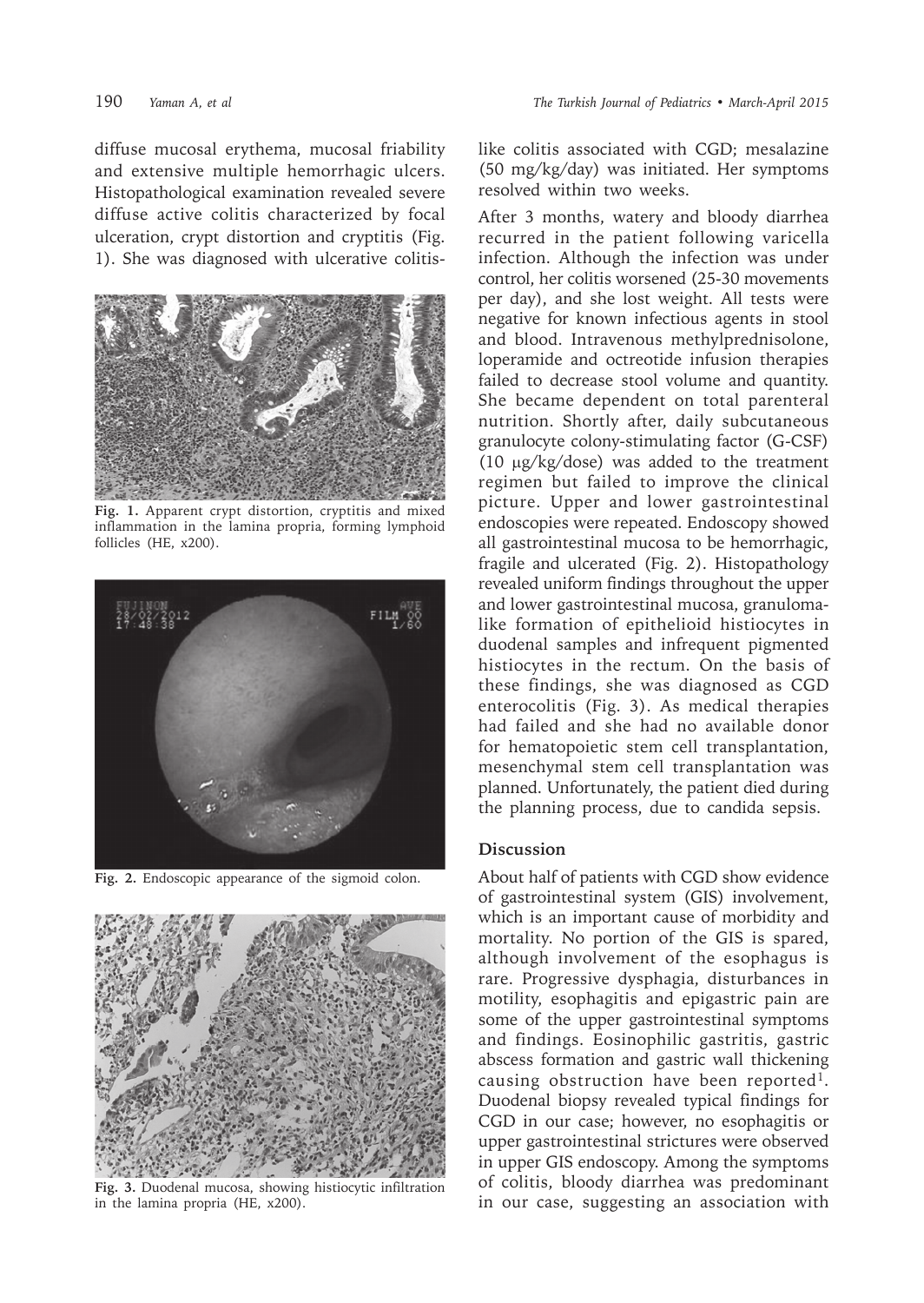diffuse mucosal erythema, mucosal friability and extensive multiple hemorrhagic ulcers. Histopathological examination revealed severe diffuse active colitis characterized by focal ulceration, crypt distortion and cryptitis (Fig. 1). She was diagnosed with ulcerative colitis-like colitis associated with CGD; mesalazine (50 mg/kg/day) was initiated. Her symptoms resolved within two weeks.

**Fig. 1.** Apparent crypt distortion, cryptitis and mixed inflammation in the lamina propria, forming lymphoid follicles (HE, x200).

**Fig. 2.** Endoscopic appearance of the sigmoid colon.

**Fig. 3.** Duodenal mucosa, showing histiocytic infiltration in the lamina propria (HE, x200).

After 3 months, watery and bloody diarrhea recurred in the patient following varicella infection. Although the infection was under control, her colitis worsened (25-30 movements per day), and she lost weight. All tests were negative for known infectious agents in stool and blood. Intravenous methylprednisolone, loperamide and octreotide infusion therapies failed to decrease stool volume and quantity. She became dependent on total parenteral nutrition. Shortly after, daily subcutaneous granulocyte colony-stimulating factor (G-CSF) (10 μg/kg/dose) was added to the treatment regimen but failed to improve the clinical picture. Upper and lower gastrointestinal endoscopies were repeated. Endoscopy showed all gastrointestinal mucosa to be hemorrhagic, fragile and ulcerated (Fig. 2). Histopathology revealed uniform findings throughout the upper and lower gastrointestinal mucosa, granuloma-like formation of epithelioid histiocytes in duodenal samples and infrequent pigmented histiocytes in the rectum. On the basis of these findings, she was diagnosed as CGD enterocolitis (Fig. 3). As medical therapies had failed and she had no available donor for hematopoietic stem cell transplantation, mesenchymal stem cell transplantation was planned. Unfortunately, the patient died during the planning process, due to candida sepsis.

## Discussion

About half of patients with CGD show evidence of gastrointestinal system (GIS) involvement, which is an important cause of morbidity and mortality. No portion of the GIS is spared, although involvement of the esophagus is rare. Progressive dysphagia, disturbances in motility, esophagitis and epigastric pain are some of the upper gastrointestinal symptoms and findings. Eosinophilic gastritis, gastric abscess formation and gastric wall thickening causing obstruction have been reported[1]. Duodenal biopsy revealed typical findings for CGD in our case; however, no esophagitis or upper gastrointestinal strictures were observed in upper GIS endoscopy. Among the symptoms of colitis, bloody diarrhea was predominant in our case, suggesting an association with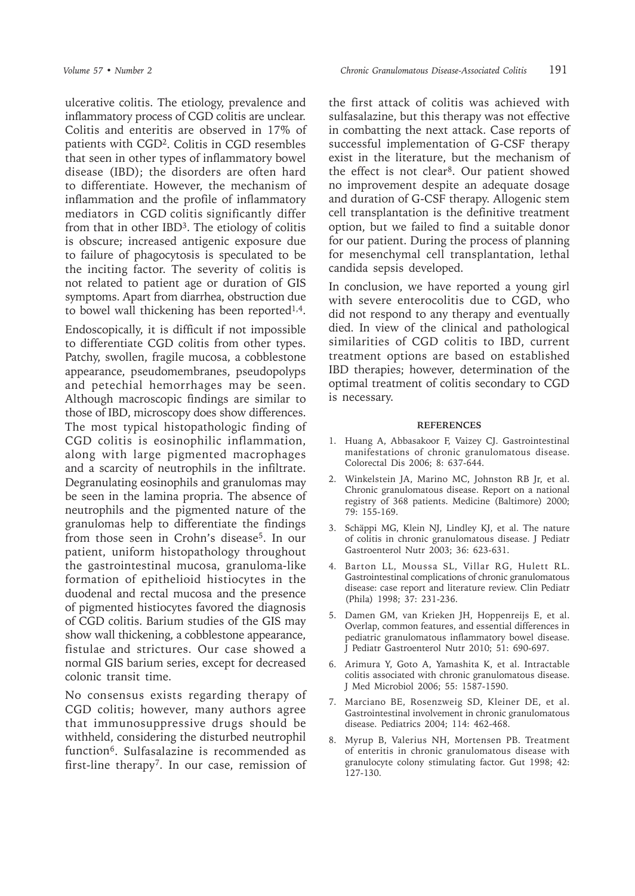ulcerative colitis. The etiology, prevalence and inflammatory process of CGD colitis are unclear. Colitis and enteritis are observed in 17% of patients with CGD[2]. Colitis in CGD resembles that seen in other types of inflammatory bowel disease (IBD); the disorders are often hard to differentiate. However, the mechanism of inflammation and the profile of inflammatory mediators in CGD colitis significantly differ from that in other IBD[3]. The etiology of colitis is obscure; increased antigenic exposure due to failure of phagocytosis is speculated to be the inciting factor. The severity of colitis is not related to patient age or duration of GIS symptoms. Apart from diarrhea, obstruction due to bowel wall thickening has been reported[1,4].

Endoscopically, it is difficult if not impossible to differentiate CGD colitis from other types. Patchy, swollen, fragile mucosa, a cobblestone appearance, pseudomembranes, pseudopolyps and petechial hemorrhages may be seen. Although macroscopic findings are similar to those of IBD, microscopy does show differences. The most typical histopathologic finding of CGD colitis is eosinophilic inflammation, along with large pigmented macrophages and a scarcity of neutrophils in the infiltrate. Degranulating eosinophils and granulomas may be seen in the lamina propria. The absence of neutrophils and the pigmented nature of the granulomas help to differentiate the findings from those seen in Crohn's disease[5]. In our patient, uniform histopathology throughout the gastrointestinal mucosa, granuloma-like formation of epithelioid histiocytes in the duodenal and rectal mucosa and the presence of pigmented histiocytes favored the diagnosis of CGD colitis. Barium studies of the GIS may show wall thickening, a cobblestone appearance, fistulae and strictures. Our case showed a normal GIS barium series, except for decreased colonic transit time.

No consensus exists regarding therapy of CGD colitis; however, many authors agree that immunosuppressive drugs should be withheld, considering the disturbed neutrophil function[6]. Sulfasalazine is recommended as first-line therapy[7]. In our case, remission of the first attack of colitis was achieved with sulfasalazine, but this therapy was not effective in combatting the next attack. Case reports of successful implementation of G-CSF therapy exist in the literature, but the mechanism of the effect is not clear[8]. Our patient showed no improvement despite an adequate dosage and duration of G-CSF therapy. Allogenic stem cell transplantation is the definitive treatment option, but we failed to find a suitable donor for our patient. During the process of planning for mesenchymal cell transplantation, lethal candida sepsis developed.

In conclusion, we have reported a young girl with severe enterocolitis due to CGD, who did not respond to any therapy and eventually died. In view of the clinical and pathological similarities of CGD colitis to IBD, current treatment options are based on established IBD therapies; however, determination of the optimal treatment of colitis secondary to CGD is necessary.

## REFERENCES

1. Huang A, Abbasakoor F, Vaizey CJ. Gastrointestinal manifestations of chronic granulomatous disease. Colorectal Dis 2006; 8: 637-644.
2. Winkelstein JA, Marino MC, Johnston RB Jr, et al. Chronic granulomatous disease. Report on a national registry of 368 patients. Medicine (Baltimore) 2000; 79: 155-169.
3. Schäppi MG, Klein NJ, Lindley KJ, et al. The nature of colitis in chronic granulomatous disease. J Pediatr Gastroenterol Nutr 2003; 36: 623-631.
4. Barton LL, Moussa SL, Villar RG, Hulett RL. Gastrointestinal complications of chronic granulomatous disease: case report and literature review. Clin Pediatr (Phila) 1998; 37: 231-236.
5. Damen GM, van Krieken JH, Hoppenreijs E, et al. Overlap, common features, and essential differences in pediatric granulomatous inflammatory bowel disease. J Pediatr Gastroenterol Nutr 2010; 51: 690-697.
6. Arimura Y, Goto A, Yamashita K, et al. Intractable colitis associated with chronic granulomatous disease. J Med Microbiol 2006; 55: 1587-1590.
7. Marciano BE, Rosenzweig SD, Kleiner DE, et al. Gastrointestinal involvement in chronic granulomatous disease. Pediatrics 2004; 114: 462-468.
8. Myrup B, Valerius NH, Mortensen PB. Treatment of enteritis in chronic granulomatous disease with granulocyte colony stimulating factor. Gut 1998; 42: 127-130.